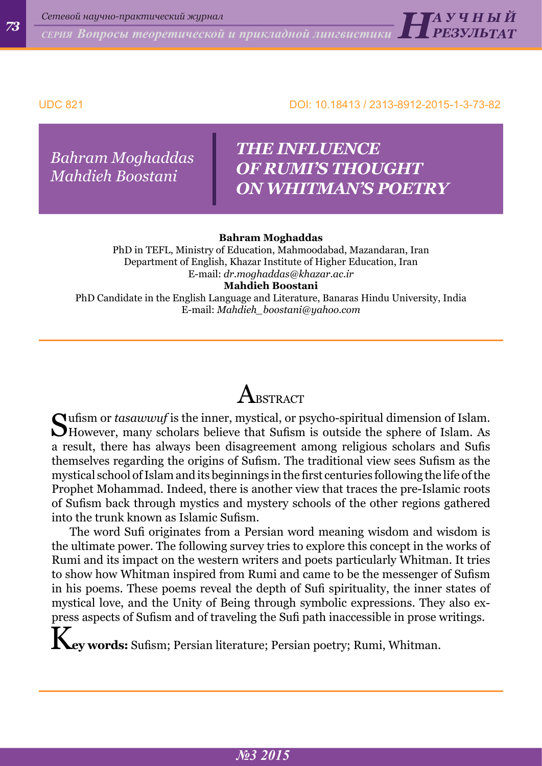UDC 821

DOI: 10.18413 / 2313-8912-2015-1-3-73-82

*Bahram Moghaddas*
*Mahdieh Boostani*

# THE INFLUENCE OF RUMI'S THOUGHT ON WHITMAN'S POETRY

**Bahram Moghaddas**
PhD in TEFL, Ministry of Education, Mahmoodabad, Mazandaran, Iran
Department of English, Khazar Institute of Higher Education, Iran
E-mail: *dr.moghaddas@khazar.ac.ir*

**Mahdieh Boostani**
PhD Candidate in the English Language and Literature, Banaras Hindu University, India
E-mail: *Mahdieh_boostani@yahoo.com*

## Abstract

Sufism or *tasawwuf* is the inner, mystical, or psycho-spiritual dimension of Islam. However, many scholars believe that Sufism is outside the sphere of Islam. As a result, there has always been disagreement among religious scholars and Sufis themselves regarding the origins of Sufism. The traditional view sees Sufism as the mystical school of Islam and its beginnings in the first centuries following the life of the Prophet Mohammad. Indeed, there is another view that traces the pre-Islamic roots of Sufism back through mystics and mystery schools of the other regions gathered into the trunk known as Islamic Sufism.

The word Sufi originates from a Persian word meaning wisdom and wisdom is the ultimate power. The following survey tries to explore this concept in the works of Rumi and its impact on the western writers and poets particularly Whitman. It tries to show how Whitman inspired from Rumi and came to be the messenger of Sufism in his poems. These poems reveal the depth of Sufi spirituality, the inner states of mystical love, and the Unity of Being through symbolic expressions. They also express aspects of Sufism and of traveling the Sufi path inaccessible in prose writings.

**Key words:** Sufism; Persian literature; Persian poetry; Rumi, Whitman.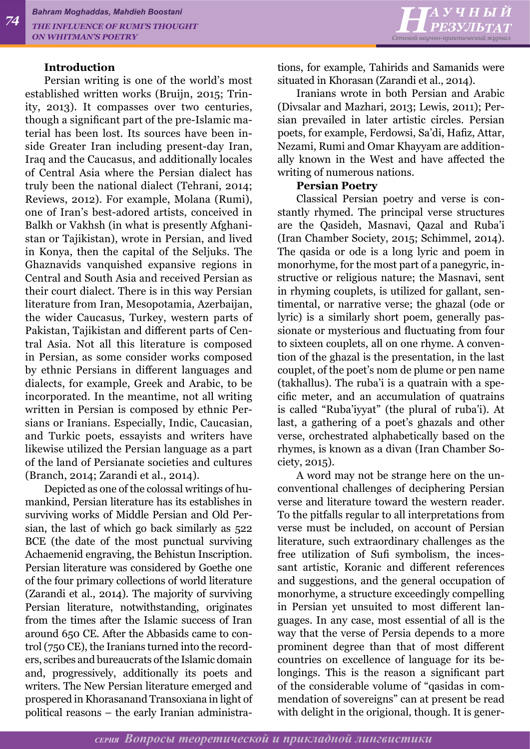### Introduction

Persian writing is one of the world's most established written works (Bruijn, 2015; Trinity, 2013). It compasses over two centuries, though a significant part of the pre-Islamic material has been lost. Its sources have been inside Greater Iran including present-day Iran, Iraq and the Caucasus, and additionally locales of Central Asia where the Persian dialect has truly been the national dialect (Tehrani, 2014; Reviews, 2012). For example, Molana (Rumi), one of Iran's best-adored artists, conceived in Balkh or Vakhsh (in what is presently Afghanistan or Tajikistan), wrote in Persian, and lived in Konya, then the capital of the Seljuks. The Ghaznavids vanquished expansive regions in Central and South Asia and received Persian as their court dialect. There is in this way Persian literature from Iran, Mesopotamia, Azerbaijan, the wider Caucasus, Turkey, western parts of Pakistan, Tajikistan and different parts of Central Asia. Not all this literature is composed in Persian, as some consider works composed by ethnic Persians in different languages and dialects, for example, Greek and Arabic, to be incorporated. In the meantime, not all writing written in Persian is composed by ethnic Persians or Iranians. Especially, Indic, Caucasian, and Turkic poets, essayists and writers have likewise utilized the Persian language as a part of the land of Persianate societies and cultures (Branch, 2014; Zarandi et al., 2014).

Depicted as one of the colossal writings of humankind, Persian literature has its establishes in surviving works of Middle Persian and Old Persian, the last of which go back similarly as 522 BCE (the date of the most punctual surviving Achaemenid engraving, the Behistun Inscription. Persian literature was considered by Goethe one of the four primary collections of world literature (Zarandi et al., 2014). The majority of surviving Persian literature, notwithstanding, originates from the times after the Islamic success of Iran around 650 CE. After the Abbasids came to control (750 CE), the Iranians turned into the recorders, scribes and bureaucrats of the Islamic domain and, progressively, additionally its poets and writers. The New Persian literature emerged and prospered in Khorasanand Transoxiana in light of political reasons – the early Iranian administrations, for example, Tahirids and Samanids were situated in Khorasan (Zarandi et al., 2014).

Iranians wrote in both Persian and Arabic (Divsalar and Mazhari, 2013; Lewis, 2011); Persian prevailed in later artistic circles. Persian poets, for example, Ferdowsi, Sa'di, Hafiz, Attar, Nezami, Rumi and Omar Khayyam are additionally known in the West and have affected the writing of numerous nations.

### Persian Poetry

Classical Persian poetry and verse is constantly rhymed. The principal verse structures are the Qasideh, Masnavi, Qazal and Ruba'i (Iran Chamber Society, 2015; Schimmel, 2014). The qasida or ode is a long lyric and poem in monorhyme, for the most part of a panegyric, instructive or religious nature; the Masnavi, sent in rhyming couplets, is utilized for gallant, sentimental, or narrative verse; the ghazal (ode or lyric) is a similarly short poem, generally passionate or mysterious and fluctuating from four to sixteen couplets, all on one rhyme. A convention of the ghazal is the presentation, in the last couplet, of the poet's nom de plume or pen name (takhallus). The ruba'i is a quatrain with a specific meter, and an accumulation of quatrains is called "Ruba'iyyat" (the plural of ruba'i). At last, a gathering of a poet's ghazals and other verse, orchestrated alphabetically based on the rhymes, is known as a divan (Iran Chamber Society, 2015).

A word may not be strange here on the unconventional challenges of deciphering Persian verse and literature toward the western reader. To the pitfalls regular to all interpretations from verse must be included, on account of Persian literature, such extraordinary challenges as the free utilization of Sufi symbolism, the incessant artistic, Koranic and different references and suggestions, and the general occupation of monorhyme, a structure exceedingly compelling in Persian yet unsuited to most different languages. In any case, most essential of all is the way that the verse of Persia depends to a more prominent degree than that of most different countries on excellence of language for its belongings. This is the reason a significant part of the considerable volume of "qasidas in commendation of sovereigns" can at present be read with delight in the origional, though. It is gener-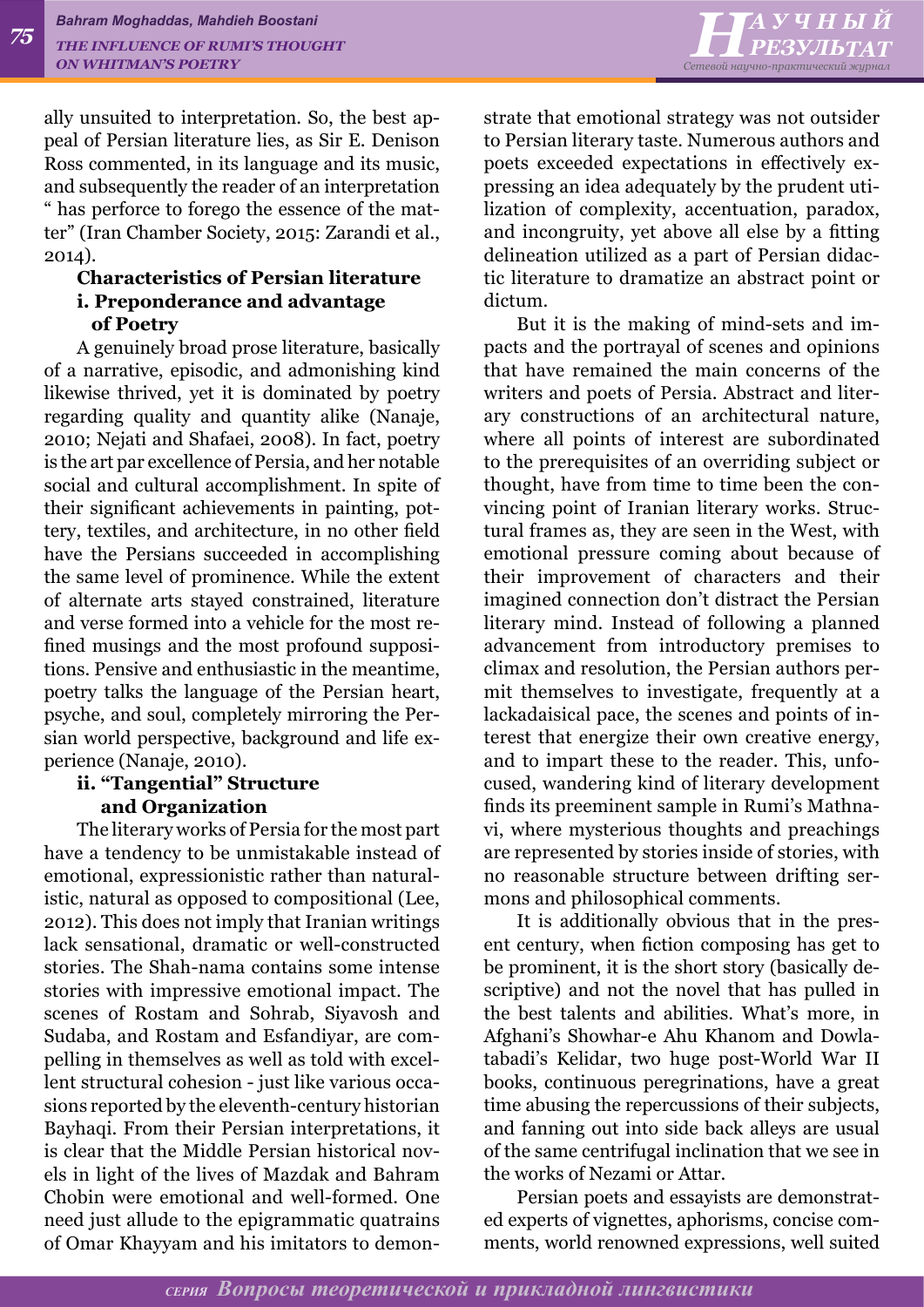ally unsuited to interpretation. So, the best appeal of Persian literature lies, as Sir E. Denison Ross commented, in its language and its music, and subsequently the reader of an interpretation " has perforce to forego the essence of the matter" (Iran Chamber Society, 2015: Zarandi et al., 2014).

**Characteristics of Persian literature**

**i. Preponderance and advantage of Poetry**

A genuinely broad prose literature, basically of a narrative, episodic, and admonishing kind likewise thrived, yet it is dominated by poetry regarding quality and quantity alike (Nanaje, 2010; Nejati and Shafaei, 2008). In fact, poetry is the art par excellence of Persia, and her notable social and cultural accomplishment. In spite of their significant achievements in painting, pottery, textiles, and architecture, in no other field have the Persians succeeded in accomplishing the same level of prominence. While the extent of alternate arts stayed constrained, literature and verse formed into a vehicle for the most refined musings and the most profound suppositions. Pensive and enthusiastic in the meantime, poetry talks the language of the Persian heart, psyche, and soul, completely mirroring the Persian world perspective, background and life experience (Nanaje, 2010).

**ii. "Tangential" Structure and Organization**

The literary works of Persia for the most part have a tendency to be unmistakable instead of emotional, expressionistic rather than naturalistic, natural as opposed to compositional (Lee, 2012). This does not imply that Iranian writings lack sensational, dramatic or well-constructed stories. The Shah-nama contains some intense stories with impressive emotional impact. The scenes of Rostam and Sohrab, Siyavosh and Sudaba, and Rostam and Esfandiyar, are compelling in themselves as well as told with excellent structural cohesion - just like various occasions reported by the eleventh-century historian Bayhaqi. From their Persian interpretations, it is clear that the Middle Persian historical novels in light of the lives of Mazdak and Bahram Chobin were emotional and well-formed. One need just allude to the epigrammatic quatrains of Omar Khayyam and his imitators to demonstrate that emotional strategy was not outsider to Persian literary taste. Numerous authors and poets exceeded expectations in effectively expressing an idea adequately by the prudent utilization of complexity, accentuation, paradox, and incongruity, yet above all else by a fitting delineation utilized as a part of Persian didactic literature to dramatize an abstract point or dictum.

But it is the making of mind-sets and impacts and the portrayal of scenes and opinions that have remained the main concerns of the writers and poets of Persia. Abstract and literary constructions of an architectural nature, where all points of interest are subordinated to the prerequisites of an overriding subject or thought, have from time to time been the convincing point of Iranian literary works. Structural frames as, they are seen in the West, with emotional pressure coming about because of their improvement of characters and their imagined connection don't distract the Persian literary mind. Instead of following a planned advancement from introductory premises to climax and resolution, the Persian authors permit themselves to investigate, frequently at a lackadaisical pace, the scenes and points of interest that energize their own creative energy, and to impart these to the reader. This, unfocused, wandering kind of literary development finds its preeminent sample in Rumi's Mathnavi, where mysterious thoughts and preachings are represented by stories inside of stories, with no reasonable structure between drifting sermons and philosophical comments.

It is additionally obvious that in the present century, when fiction composing has get to be prominent, it is the short story (basically descriptive) and not the novel that has pulled in the best talents and abilities. What's more, in Afghani's Showhar-e Ahu Khanom and Dowlatabadi's Kelidar, two huge post-World War II books, continuous peregrinations, have a great time abusing the repercussions of their subjects, and fanning out into side back alleys are usual of the same centrifugal inclination that we see in the works of Nezami or Attar.

Persian poets and essayists are demonstrated experts of vignettes, aphorisms, concise comments, world renowned expressions, well suited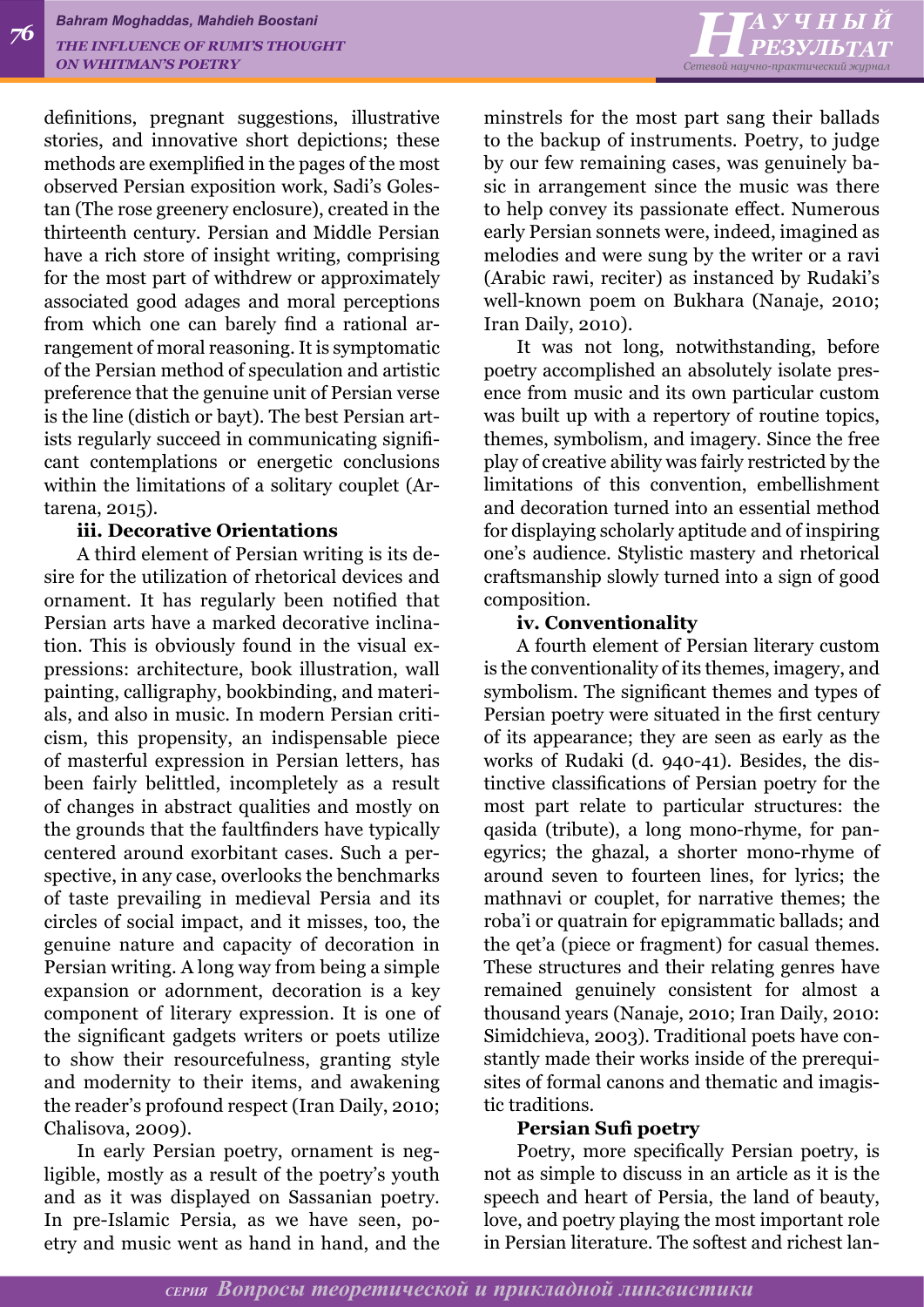definitions, pregnant suggestions, illustrative stories, and innovative short depictions; these methods are exemplified in the pages of the most observed Persian exposition work, Sadi's Golestan (The rose greenery enclosure), created in the thirteenth century. Persian and Middle Persian have a rich store of insight writing, comprising for the most part of withdrew or approximately associated good adages and moral perceptions from which one can barely find a rational arrangement of moral reasoning. It is symptomatic of the Persian method of speculation and artistic preference that the genuine unit of Persian verse is the line (distich or bayt). The best Persian artists regularly succeed in communicating significant contemplations or energetic conclusions within the limitations of a solitary couplet (Artarena, 2015).

**iii. Decorative Orientations**

A third element of Persian writing is its desire for the utilization of rhetorical devices and ornament. It has regularly been notified that Persian arts have a marked decorative inclination. This is obviously found in the visual expressions: architecture, book illustration, wall painting, calligraphy, bookbinding, and materials, and also in music. In modern Persian criticism, this propensity, an indispensable piece of masterful expression in Persian letters, has been fairly belittled, incompletely as a result of changes in abstract qualities and mostly on the grounds that the faultfinders have typically centered around exorbitant cases. Such a perspective, in any case, overlooks the benchmarks of taste prevailing in medieval Persia and its circles of social impact, and it misses, too, the genuine nature and capacity of decoration in Persian writing. A long way from being a simple expansion or adornment, decoration is a key component of literary expression. It is one of the significant gadgets writers or poets utilize to show their resourcefulness, granting style and modernity to their items, and awakening the reader's profound respect (Iran Daily, 2010; Chalisova, 2009).

In early Persian poetry, ornament is negligible, mostly as a result of the poetry's youth and as it was displayed on Sassanian poetry. In pre-Islamic Persia, as we have seen, poetry and music went as hand in hand, and the minstrels for the most part sang their ballads to the backup of instruments. Poetry, to judge by our few remaining cases, was genuinely basic in arrangement since the music was there to help convey its passionate effect. Numerous early Persian sonnets were, indeed, imagined as melodies and were sung by the writer or a ravi (Arabic rawi, reciter) as instanced by Rudaki's well-known poem on Bukhara (Nanaje, 2010; Iran Daily, 2010).

It was not long, notwithstanding, before poetry accomplished an absolutely isolate presence from music and its own particular custom was built up with a repertory of routine topics, themes, symbolism, and imagery. Since the free play of creative ability was fairly restricted by the limitations of this convention, embellishment and decoration turned into an essential method for displaying scholarly aptitude and of inspiring one's audience. Stylistic mastery and rhetorical craftsmanship slowly turned into a sign of good composition.

**iv. Conventionality**

A fourth element of Persian literary custom is the conventionality of its themes, imagery, and symbolism. The significant themes and types of Persian poetry were situated in the first century of its appearance; they are seen as early as the works of Rudaki (d. 940-41). Besides, the distinctive classifications of Persian poetry for the most part relate to particular structures: the qasida (tribute), a long mono-rhyme, for panegyrics; the ghazal, a shorter mono-rhyme of around seven to fourteen lines, for lyrics; the mathnavi or couplet, for narrative themes; the roba'i or quatrain for epigrammatic ballads; and the qet'a (piece or fragment) for casual themes. These structures and their relating genres have remained genuinely consistent for almost a thousand years (Nanaje, 2010; Iran Daily, 2010: Simidchieva, 2003). Traditional poets have constantly made their works inside of the prerequisites of formal canons and thematic and imagistic traditions.

**Persian Sufi poetry**

Poetry, more specifically Persian poetry, is not as simple to discuss in an article as it is the speech and heart of Persia, the land of beauty, love, and poetry playing the most important role in Persian literature. The softest and richest lan-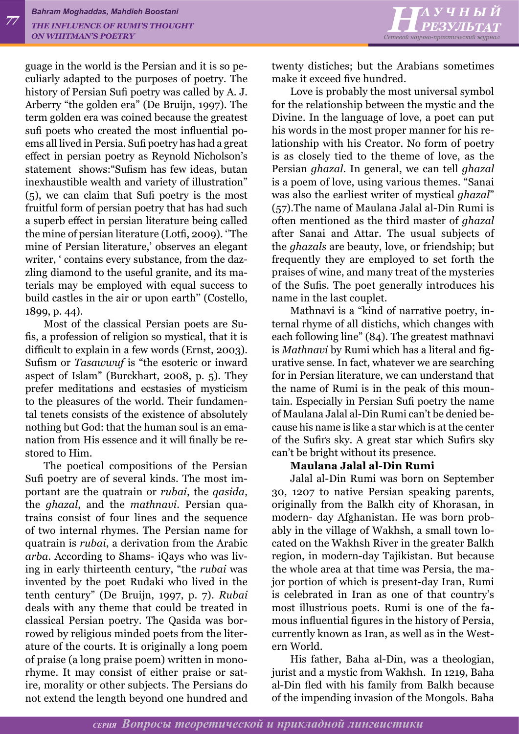guage in the world is the Persian and it is so peculiarly adapted to the purposes of poetry. The history of Persian Sufi poetry was called by A. J. Arberry "the golden era" (De Bruijn, 1997). The term golden era was coined because the greatest sufi poets who created the most influential poems all lived in Persia. Sufi poetry has had a great effect in persian poetry as Reynold Nicholson's statement shows:"Sufism has few ideas, butan inexhaustible wealth and variety of illustration" (5), we can claim that Sufi poetry is the most fruitful form of persian poetry that has had such a superb effect in persian literature being called the mine of persian literature (Lotfi, 2009). ''The mine of Persian literature,' observes an elegant writer, ' contains every substance, from the dazzling diamond to the useful granite, and its materials may be employed with equal success to build castles in the air or upon earth'' (Costello, 1899, p. 44).

Most of the classical Persian poets are Sufis, a profession of religion so mystical, that it is difficult to explain in a few words (Ernst, 2003). Sufism or *Tasawwuf* is "the esoteric or inward aspect of Islam" (Burckhart, 2008, p. 5). They prefer meditations and ecstasies of mysticism to the pleasures of the world. Their fundamental tenets consists of the existence of absolutely nothing but God: that the human soul is an emanation from His essence and it will finally be restored to Him.

The poetical compositions of the Persian Sufi poetry are of several kinds. The most important are the quatrain or *rubai*, the *qasida*, the *ghazal*, and the *mathnavi*. Persian quatrains consist of four lines and the sequence of two internal rhymes. The Persian name for quatrain is *rubai*, a derivation from the Arabic *arba*. According to Shams- iQays who was living in early thirteenth century, "the *rubai* was invented by the poet Rudaki who lived in the tenth century" (De Bruijn, 1997, p. 7). *Rubai* deals with any theme that could be treated in classical Persian poetry. The Qasida was borrowed by religious minded poets from the literature of the courts. It is originally a long poem of praise (a long praise poem) written in monorhyme. It may consist of either praise or satire, morality or other subjects. The Persians do not extend the length beyond one hundred and twenty distiches; but the Arabians sometimes make it exceed five hundred.

Love is probably the most universal symbol for the relationship between the mystic and the Divine. In the language of love, a poet can put his words in the most proper manner for his relationship with his Creator. No form of poetry is as closely tied to the theme of love, as the Persian *ghazal*. In general, we can tell *ghazal* is a poem of love, using various themes. "Sanai was also the earliest writer of mystical *ghazal*" (57).The name of Maulana Jalal al-Din Rumi is often mentioned as the third master of *ghazal* after Sanai and Attar. The usual subjects of the *ghazals* are beauty, love, or friendship; but frequently they are employed to set forth the praises of wine, and many treat of the mysteries of the Sufis. The poet generally introduces his name in the last couplet.

Mathnavi is a "kind of narrative poetry, internal rhyme of all distichs, which changes with each following line" (84). The greatest mathnavi is *Mathnavi* by Rumi which has a literal and figurative sense. In fact, whatever we are searching for in Persian literature, we can understand that the name of Rumi is in the peak of this mountain. Especially in Persian Sufi poetry the name of Maulana Jalal al-Din Rumi can't be denied because his name is like a star which is at the center of the Sufir's sky. A great star which Sufir's sky can't be bright without its presence.

**Maulana Jalal al-Din Rumi**

Jalal al-Din Rumi was born on September 30, 1207 to native Persian speaking parents, originally from the Balkh city of Khorasan, in modern- day Afghanistan. He was born probably in the village of Wakhsh, a small town located on the Wakhsh River in the greater Balkh region, in modern-day Tajikistan. But because the whole area at that time was Persia, the major portion of which is present-day Iran, Rumi is celebrated in Iran as one of that country's most illustrious poets. Rumi is one of the famous influential figures in the history of Persia, currently known as Iran, as well as in the Western World.

His father, Baha al-Din, was a theologian, jurist and a mystic from Wakhsh. In 1219, Baha al-Din fled with his family from Balkh because of the impending invasion of the Mongols. Baha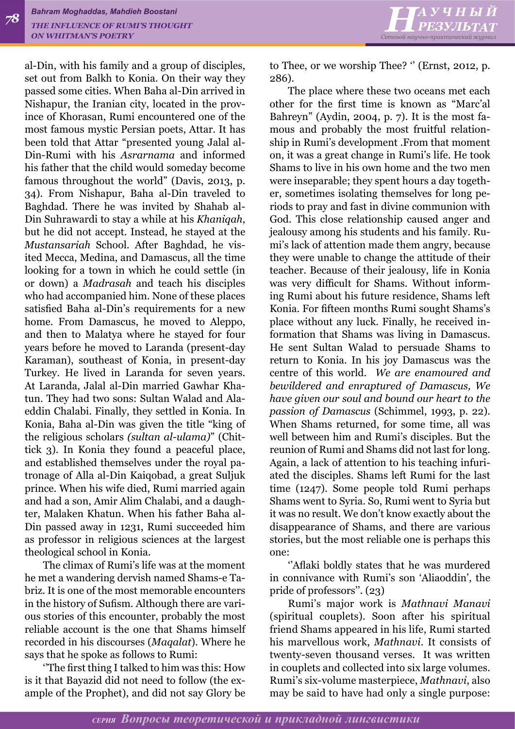al-Din, with his family and a group of disciples, set out from Balkh to Konia. On their way they passed some cities. When Baha al-Din arrived in Nishapur, the Iranian city, located in the province of Khorasan, Rumi encountered one of the most famous mystic Persian poets, Attar. It has been told that Attar "presented young Jalal al-Din-Rumi with his *Asrarnama* and informed his father that the child would someday become famous throughout the world" (Davis, 2013, p. 34). From Nishapur, Baha al-Din traveled to Baghdad. There he was invited by Shahab al-Din Suhrawardi to stay a while at his *Khaniqah*, but he did not accept. Instead, he stayed at the *Mustansariah* School. After Baghdad, he visited Mecca, Medina, and Damascus, all the time looking for a town in which he could settle (in or down) a *Madrasah* and teach his disciples who had accompanied him. None of these places satisfied Baha al-Din's requirements for a new home. From Damascus, he moved to Aleppo, and then to Malatya where he stayed for four years before he moved to Laranda (present-day Karaman), southeast of Konia, in present-day Turkey. He lived in Laranda for seven years. At Laranda, Jalal al-Din married Gawhar Khatun. They had two sons: Sultan Walad and Alaeddin Chalabi. Finally, they settled in Konia. In Konia, Baha al-Din was given the title "king of the religious scholars *(sultan al-ulama)*" (Chittick 3). In Konia they found a peaceful place, and established themselves under the royal patronage of Alla al-Din Kaiqobad, a great Suljuk prince. When his wife died, Rumi married again and had a son, Amir Alim Chalabi, and a daughter, Malaken Khatun. When his father Baha al-Din passed away in 1231, Rumi succeeded him as professor in religious sciences at the largest theological school in Konia.

The climax of Rumi's life was at the moment he met a wandering dervish named Shams-e Tabriz. It is one of the most memorable encounters in the history of Sufism. Although there are various stories of this encounter, probably the most reliable account is the one that Shams himself recorded in his discourses (*Maqalat*). Where he says that he spoke as follows to Rumi:

''The first thing I talked to him was this: How is it that Bayazid did not need to follow (the example of the Prophet), and did not say Glory be to Thee, or we worship Thee? '' (Ernst, 2012, p. 286).

The place where these two oceans met each other for the first time is known as "Marc'al Bahreyn" (Aydin, 2004, p. 7). It is the most famous and probably the most fruitful relationship in Rumi's development .From that moment on, it was a great change in Rumi's life. He took Shams to live in his own home and the two men were inseparable; they spent hours a day together, sometimes isolating themselves for long periods to pray and fast in divine communion with God. This close relationship caused anger and jealousy among his students and his family. Rumi's lack of attention made them angry, because they were unable to change the attitude of their teacher. Because of their jealousy, life in Konia was very difficult for Shams. Without informing Rumi about his future residence, Shams left Konia. For fifteen months Rumi sought Shams's place without any luck. Finally, he received information that Shams was living in Damascus. He sent Sultan Walad to persuade Shams to return to Konia. In his joy Damascus was the centre of this world. *We are enamoured and bewildered and enraptured of Damascus, We have given our soul and bound our heart to the passion of Damascus* (Schimmel, 1993, p. 22). When Shams returned, for some time, all was well between him and Rumi's disciples. But the reunion of Rumi and Shams did not last for long. Again, a lack of attention to his teaching infuriated the disciples. Shams left Rumi for the last time (1247). Some people told Rumi perhaps Shams went to Syria. So, Rumi went to Syria but it was no result. We don't know exactly about the disappearance of Shams, and there are various stories, but the most reliable one is perhaps this one:

''Aflaki boldly states that he was murdered in connivance with Rumi's son 'Aliaoddin', the pride of professors''. (23)

Rumi's major work is *Mathnavi Manavi* (spiritual couplets). Soon after his spiritual friend Shams appeared in his life, Rumi started his marvellous work, *Mathnavi*. It consists of twenty-seven thousand verses. It was written in couplets and collected into six large volumes. Rumi's six-volume masterpiece, *Mathnavi*, also may be said to have had only a single purpose: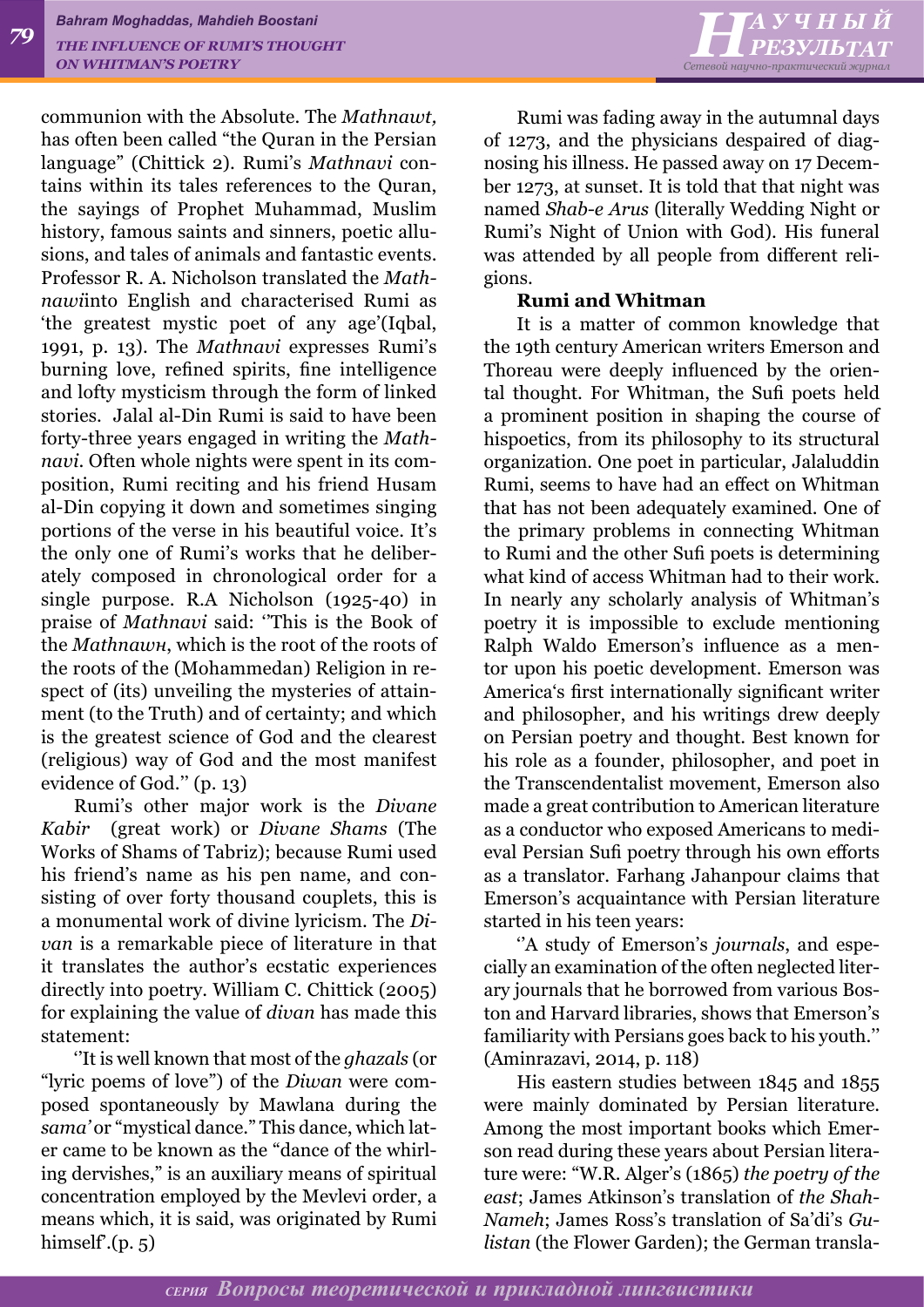communion with the Absolute. The *Mathnawt,* has often been called "the Quran in the Persian language" (Chittick 2). Rumi's *Mathnavi* contains within its tales references to the Quran, the sayings of Prophet Muhammad, Muslim history, famous saints and sinners, poetic allusions, and tales of animals and fantastic events. Professor R. A. Nicholson translated the *Mathnawi*into English and characterised Rumi as 'the greatest mystic poet of any age'(Iqbal, 1991, p. 13). The *Mathnavi* expresses Rumi's burning love, refined spirits, fine intelligence and lofty mysticism through the form of linked stories. Jalal al-Din Rumi is said to have been forty-three years engaged in writing the *Mathnavi.* Often whole nights were spent in its composition, Rumi reciting and his friend Husam al-Din copying it down and sometimes singing portions of the verse in his beautiful voice. It's the only one of Rumi's works that he deliberately composed in chronological order for a single purpose. R.A Nicholson (1925-40) in praise of *Mathnavi* said: ''This is the Book of the *Mathnawн*, which is the root of the roots of the roots of the (Mohammedan) Religion in respect of (its) unveiling the mysteries of attainment (to the Truth) and of certainty; and which is the greatest science of God and the clearest (religious) way of God and the most manifest evidence of God.'' (p. 13)

Rumi's other major work is the *Divane Kabir* (great work) or *Divane Shams* (The Works of Shams of Tabriz); because Rumi used his friend's name as his pen name, and consisting of over forty thousand couplets, this is a monumental work of divine lyricism. The *Divan* is a remarkable piece of literature in that it translates the author's ecstatic experiences directly into poetry. William C. Chittick (2005) for explaining the value of *divan* has made this statement:

''It is well known that most of the *ghazals* (or "lyric poems of love") of the *Diwan* were composed spontaneously by Mawlana during the *sama'* or "mystical dance." This dance, which later came to be known as the "dance of the whirling dervishes," is an auxiliary means of spiritual concentration employed by the Mevlevi order, a means which, it is said, was originated by Rumi himself'.(p. 5)

Rumi was fading away in the autumnal days of 1273, and the physicians despaired of diagnosing his illness. He passed away on 17 December 1273, at sunset. It is told that that night was named *Shab-e Arus* (literally Wedding Night or Rumi's Night of Union with God). His funeral was attended by all people from different religions.

**Rumi and Whitman**

It is a matter of common knowledge that the 19th century American writers Emerson and Thoreau were deeply influenced by the oriental thought. For Whitman, the Sufi poets held a prominent position in shaping the course of hispoetics, from its philosophy to its structural organization. One poet in particular, Jalaluddin Rumi, seems to have had an effect on Whitman that has not been adequately examined. One of the primary problems in connecting Whitman to Rumi and the other Sufi poets is determining what kind of access Whitman had to their work. In nearly any scholarly analysis of Whitman's poetry it is impossible to exclude mentioning Ralph Waldo Emerson's influence as a mentor upon his poetic development. Emerson was America's first internationally significant writer and philosopher, and his writings drew deeply on Persian poetry and thought. Best known for his role as a founder, philosopher, and poet in the Transcendentalist movement, Emerson also made a great contribution to American literature as a conductor who exposed Americans to medieval Persian Sufi poetry through his own efforts as a translator. Farhang Jahanpour claims that Emerson's acquaintance with Persian literature started in his teen years:

''A study of Emerson's *journals*, and especially an examination of the often neglected literary journals that he borrowed from various Boston and Harvard libraries, shows that Emerson's familiarity with Persians goes back to his youth.'' (Aminrazavi, 2014, p. 118)

His eastern studies between 1845 and 1855 were mainly dominated by Persian literature. Among the most important books which Emerson read during these years about Persian literature were: "W.R. Alger's (1865) *the poetry of the east*; James Atkinson's translation of *the Shah-Nameh*; James Ross's translation of Sa'di's *Gulistan* (the Flower Garden); the German transla-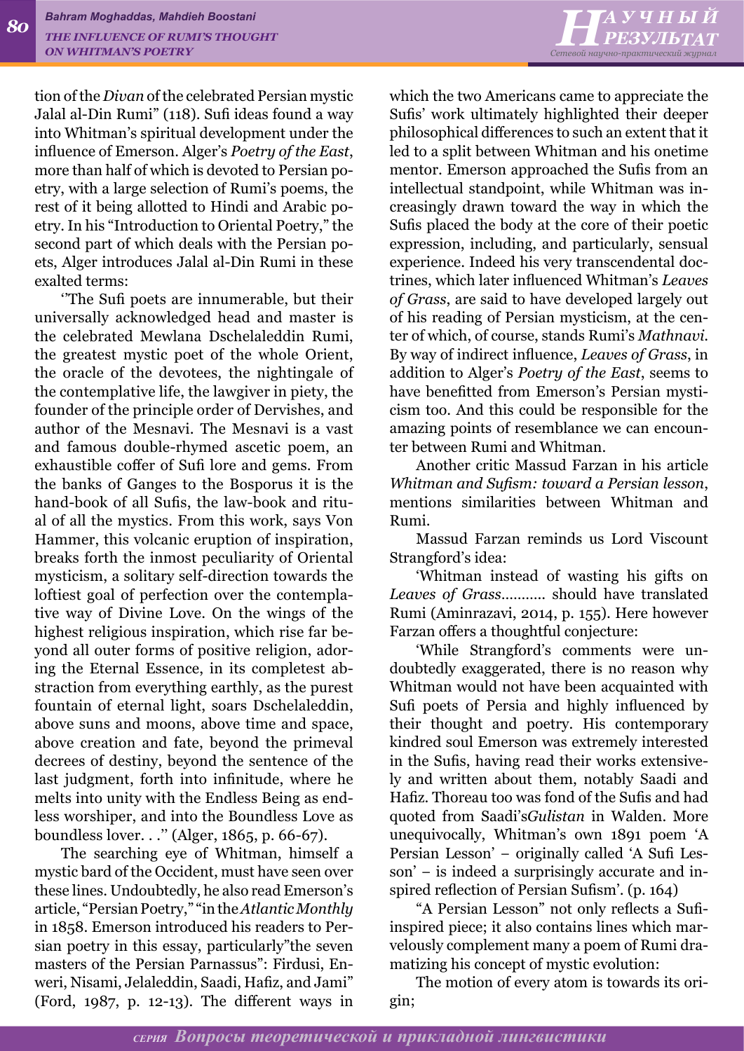tion of the *Divan* of the celebrated Persian mystic Jalal al-Din Rumi" (118). Sufi ideas found a way into Whitman's spiritual development under the influence of Emerson. Alger's *Poetry of the East*, more than half of which is devoted to Persian poetry, with a large selection of Rumi's poems, the rest of it being allotted to Hindi and Arabic poetry. In his "Introduction to Oriental Poetry," the second part of which deals with the Persian poets, Alger introduces Jalal al-Din Rumi in these exalted terms:

'"The Sufi poets are innumerable, but their universally acknowledged head and master is the celebrated Mewlana Dschelaleddin Rumi, the greatest mystic poet of the whole Orient, the oracle of the devotees, the nightingale of the contemplative life, the lawgiver in piety, the founder of the principle order of Dervishes, and author of the Mesnavi. The Mesnavi is a vast and famous double-rhymed ascetic poem, an exhaustible coffer of Sufi lore and gems. From the banks of Ganges to the Bosporus it is the hand-book of all Sufis, the law-book and ritual of all the mystics. From this work, says Von Hammer, this volcanic eruption of inspiration, breaks forth the inmost peculiarity of Oriental mysticism, a solitary self-direction towards the loftiest goal of perfection over the contemplative way of Divine Love. On the wings of the highest religious inspiration, which rise far beyond all outer forms of positive religion, adoring the Eternal Essence, in its completest abstraction from everything earthly, as the purest fountain of eternal light, soars Dschelaleddin, above suns and moons, above time and space, above creation and fate, beyond the primeval decrees of destiny, beyond the sentence of the last judgment, forth into infinitude, where he melts into unity with the Endless Being as endless worshiper, and into the Boundless Love as boundless lover. . ." (Alger, 1865, p. 66-67).

The searching eye of Whitman, himself a mystic bard of the Occident, must have seen over these lines. Undoubtedly, he also read Emerson's article, "Persian Poetry," "in the *Atlantic Monthly* in 1858. Emerson introduced his readers to Persian poetry in this essay, particularly"the seven masters of the Persian Parnassus": Firdusi, Enweri, Nisami, Jelaleddin, Saadi, Hafiz, and Jami" (Ford, 1987, p. 12-13). The different ways in which the two Americans came to appreciate the Sufis' work ultimately highlighted their deeper philosophical differences to such an extent that it led to a split between Whitman and his onetime mentor. Emerson approached the Sufis from an intellectual standpoint, while Whitman was increasingly drawn toward the way in which the Sufis placed the body at the core of their poetic expression, including, and particularly, sensual experience. Indeed his very transcendental doctrines, which later influenced Whitman's *Leaves of Grass*, are said to have developed largely out of his reading of Persian mysticism, at the center of which, of course, stands Rumi's *Mathnavi*. By way of indirect influence, *Leaves of Grass*, in addition to Alger's *Poetry of the East*, seems to have benefitted from Emerson's Persian mysticism too. And this could be responsible for the amazing points of resemblance we can encounter between Rumi and Whitman.

Another critic Massud Farzan in his article *Whitman and Sufism: toward a Persian lesson*, mentions similarities between Whitman and Rumi.

Massud Farzan reminds us Lord Viscount Strangford's idea:

'Whitman instead of wasting his gifts on *Leaves of Grass*........... should have translated Rumi (Aminrazavi, 2014, p. 155). Here however Farzan offers a thoughtful conjecture:

'While Strangford's comments were undoubtedly exaggerated, there is no reason why Whitman would not have been acquainted with Sufi poets of Persia and highly influenced by their thought and poetry. His contemporary kindred soul Emerson was extremely interested in the Sufis, having read their works extensively and written about them, notably Saadi and Hafiz. Thoreau too was fond of the Sufis and had quoted from Saadi's*Gulistan* in Walden. More unequivocally, Whitman's own 1891 poem 'A Persian Lesson' – originally called 'A Sufi Lesson' – is indeed a surprisingly accurate and inspired reflection of Persian Sufism'. (p. 164)

"A Persian Lesson" not only reflects a Sufi-inspired piece; it also contains lines which marvelously complement many a poem of Rumi dramatizing his concept of mystic evolution:

The motion of every atom is towards its origin;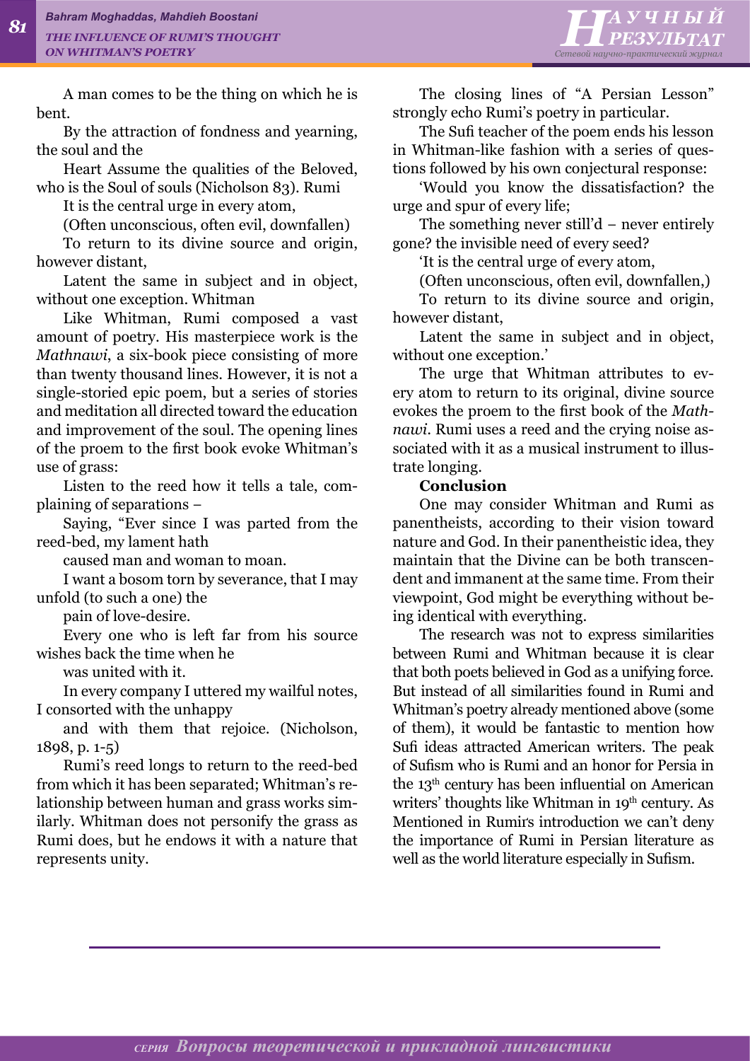A man comes to be the thing on which he is bent.

By the attraction of fondness and yearning, the soul and the

Heart Assume the qualities of the Beloved, who is the Soul of souls (Nicholson 83). Rumi

It is the central urge in every atom,

(Often unconscious, often evil, downfallen)

To return to its divine source and origin, however distant,

Latent the same in subject and in object, without one exception. Whitman

Like Whitman, Rumi composed a vast amount of poetry. His masterpiece work is the *Mathnawi,* a six-book piece consisting of more than twenty thousand lines. However, it is not a single-storied epic poem, but a series of stories and meditation all directed toward the education and improvement of the soul. The opening lines of the proem to the first book evoke Whitman's use of grass:

Listen to the reed how it tells a tale, complaining of separations –

Saying, "Ever since I was parted from the reed-bed, my lament hath

caused man and woman to moan.

I want a bosom torn by severance, that I may unfold (to such a one) the

pain of love-desire.

Every one who is left far from his source wishes back the time when he

was united with it.

In every company I uttered my wailful notes, I consorted with the unhappy

and with them that rejoice. (Nicholson, 1898, p. 1-5)

Rumi's reed longs to return to the reed-bed from which it has been separated; Whitman's relationship between human and grass works similarly. Whitman does not personify the grass as Rumi does, but he endows it with a nature that represents unity.

The closing lines of "A Persian Lesson" strongly echo Rumi's poetry in particular.

The Sufi teacher of the poem ends his lesson in Whitman-like fashion with a series of questions followed by his own conjectural response:

'Would you know the dissatisfaction? the urge and spur of every life;

The something never still'd – never entirely gone? the invisible need of every seed?

'It is the central urge of every atom,

(Often unconscious, often evil, downfallen,)

To return to its divine source and origin, however distant,

Latent the same in subject and in object, without one exception.'

The urge that Whitman attributes to every atom to return to its original, divine source evokes the proem to the first book of the *Mathnawi*. Rumi uses a reed and the crying noise associated with it as a musical instrument to illustrate longing.

**Conclusion**

One may consider Whitman and Rumi as panentheists, according to their vision toward nature and God. In their panentheistic idea, they maintain that the Divine can be both transcendent and immanent at the same time. From their viewpoint, God might be everything without being identical with everything.

The research was not to express similarities between Rumi and Whitman because it is clear that both poets believed in God as a unifying force. But instead of all similarities found in Rumi and Whitman's poetry already mentioned above (some of them), it would be fantastic to mention how Sufi ideas attracted American writers. The peak of Sufism who is Rumi and an honor for Persia in the 13th century has been influential on American writers' thoughts like Whitman in 19th century. As Mentioned in Rumi's introduction we can't deny the importance of Rumi in Persian literature as well as the world literature especially in Sufism.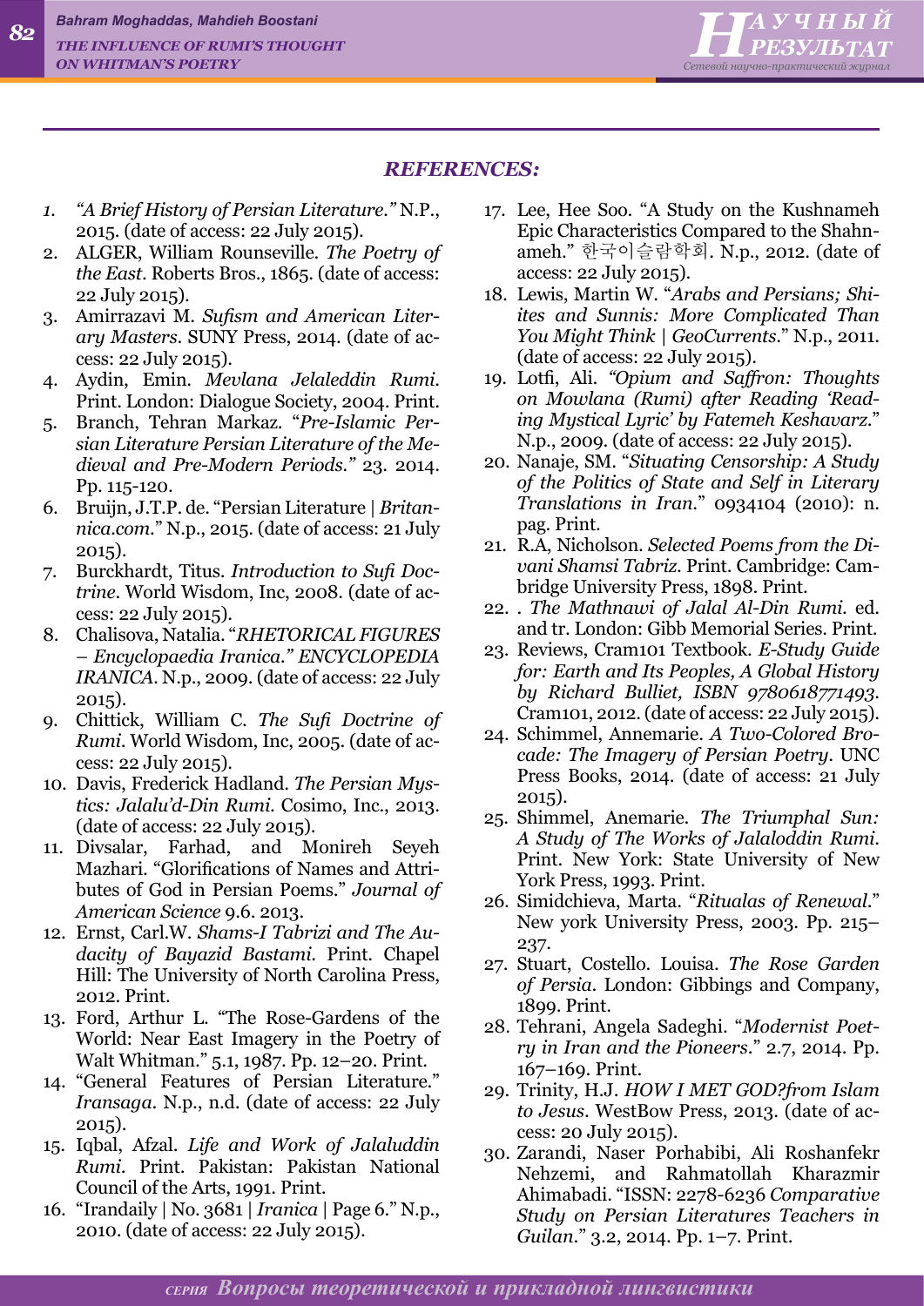## *REFERENCES:*

1. *"A Brief History of Persian Literature."* N.P., 2015. (date of access: 22 July 2015).
2. ALGER, William Rounseville. *The Poetry of the East*. Roberts Bros., 1865. (date of access: 22 July 2015).
3. Amirrazavi M. *Sufism and American Literary Masters*. SUNY Press, 2014. (date of access: 22 July 2015).
4. Aydin, Emin. *Mevlana Jelaleddin Rumi*. Print. London: Dialogue Society, 2004. Print.
5. Branch, Tehran Markaz. "*Pre-Islamic Persian Literature Persian Literature of the Medieval and Pre-Modern Periods."* 23. 2014. Pp. 115-120.
6. Bruijn, J.T.P. de. "Persian Literature | *Britannica.com*." N.p., 2015. (date of access: 21 July 2015).
7. Burckhardt, Titus. *Introduction to Sufi Doctrine*. World Wisdom, Inc, 2008. (date of access: 22 July 2015).
8. Chalisova, Natalia. "*RHETORICAL FIGURES – Encyclopaedia Iranica." ENCYCLOPEDIA IRANICA*. N.p., 2009. (date of access: 22 July 2015).
9. Chittick, William C. *The Sufi Doctrine of Rumi*. World Wisdom, Inc, 2005. (date of access: 22 July 2015).
10. Davis, Frederick Hadland. *The Persian Mystics: Jalalu'd-Din Rumi*. Cosimo, Inc., 2013. (date of access: 22 July 2015).
11. Divsalar, Farhad, and Monireh Seyeh Mazhari. "Glorifications of Names and Attributes of God in Persian Poems." *Journal of American Science* 9.6. 2013.
12. Ernst, Carl.W. *Shams-I Tabrizi and The Audacity of Bayazid Bastami*. Print. Chapel Hill: The University of North Carolina Press, 2012. Print.
13. Ford, Arthur L. "The Rose-Gardens of the World: Near East Imagery in the Poetry of Walt Whitman." 5.1, 1987. Pp. 12–20. Print.
14. "General Features of Persian Literature." *Iransaga*. N.p., n.d. (date of access: 22 July 2015).
15. Iqbal, Afzal. *Life and Work of Jalaluddin Rumi*. Print. Pakistan: Pakistan National Council of the Arts, 1991. Print.
16. "Irandaily | No. 3681 | *Iranica* | Page 6." N.p., 2010. (date of access: 22 July 2015).
17. Lee, Hee Soo. "A Study on the Kushnameh Epic Characteristics Compared to the Shahnameh." 한국이슬람학회. N.p., 2012. (date of access: 22 July 2015).
18. Lewis, Martin W. "*Arabs and Persians; Shiites and Sunnis: More Complicated Than You Might Think | GeoCurrents*." N.p., 2011. (date of access: 22 July 2015).
19. Lotfi, Ali. *"Opium and Saffron: Thoughts on Mowlana (Rumi) after Reading 'Reading Mystical Lyric' by Fatemeh Keshavarz*." N.p., 2009. (date of access: 22 July 2015).
20. Nanaje, SM. "*Situating Censorship: A Study of the Politics of State and Self in Literary Translations in Iran*." 0934104 (2010): n. pag. Print.
21. R.A, Nicholson. *Selected Poems from the Divani Shamsi Tabriz*. Print. Cambridge: Cambridge University Press, 1898. Print.
22. . *The Mathnawi of Jalal Al-Din Rumi*. ed. and tr. London: Gibb Memorial Series. Print.
23. Reviews, Cram101 Textbook. *E-Study Guide for: Earth and Its Peoples, A Global History by Richard Bulliet, ISBN 9780618771493*. Cram101, 2012. (date of access: 22 July 2015).
24. Schimmel, Annemarie. *A Two-Colored Brocade: The Imagery of Persian Poetry*. UNC Press Books, 2014. (date of access: 21 July 2015).
25. Shimmel, Anemarie. *The Triumphal Sun: A Study of The Works of Jalaloddin Rumi*. Print. New York: State University of New York Press, 1993. Print.
26. Simidchieva, Marta. "*Ritualas of Renewal*." New york University Press, 2003. Pp. 215–237.
27. Stuart, Costello. Louisa. *The Rose Garden of Persia*. London: Gibbings and Company, 1899. Print.
28. Tehrani, Angela Sadeghi. "*Modernist Poetry in Iran and the Pioneers*." 2.7, 2014. Pp. 167–169. Print.
29. Trinity, H.J. *HOW I MET GOD?from Islam to Jesus*. WestBow Press, 2013. (date of access: 20 July 2015).
30. Zarandi, Naser Porhabibi, Ali Roshanfekr Nehzemi, and Rahmatollah Kharazmir Ahimabadi. "ISSN: 2278-6236 *Comparative Study on Persian Literatures Teachers in Guilan*." 3.2, 2014. Pp. 1–7. Print.